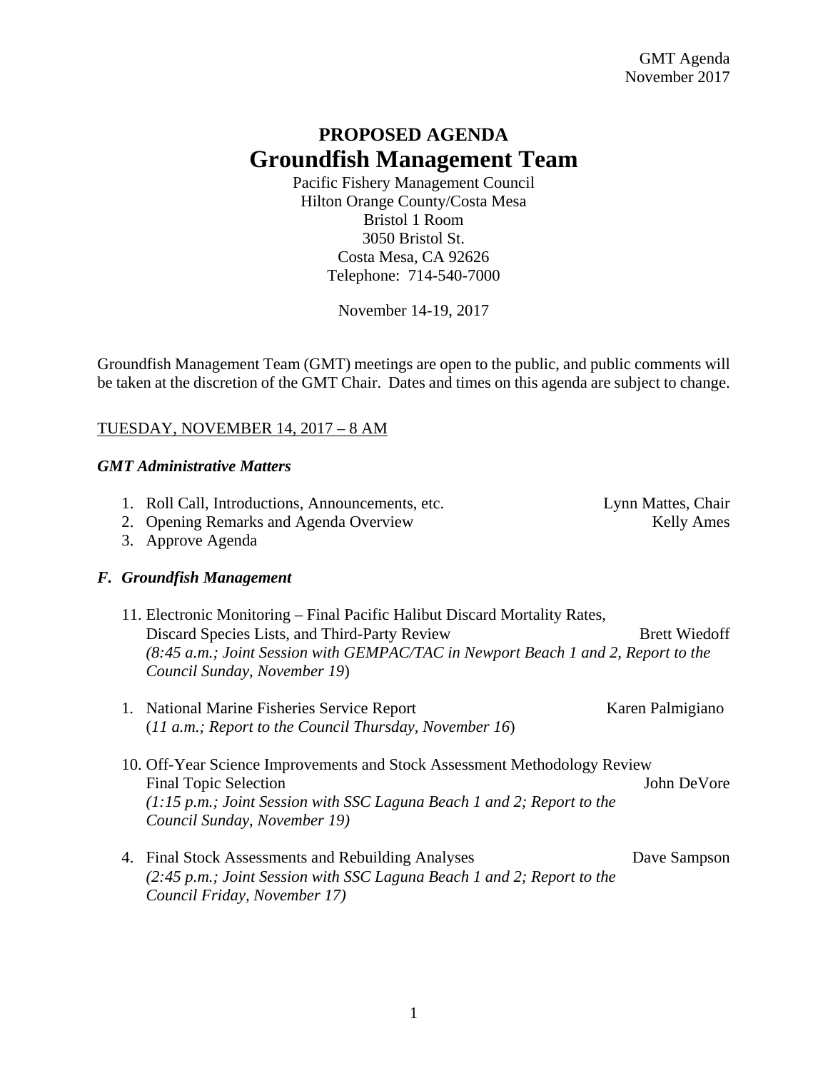# PROPOSED AGENDA

# Groundfish Management Team

Pacific Fishery Management Council
Hilton Orange County/Costa Mesa
Bristol 1 Room
3050 Bristol St.
Costa Mesa, CA 92626
Telephone: 714-540-7000

November 14-19, 2017

Groundfish Management Team (GMT) meetings are open to the public, and public comments will be taken at the discretion of the GMT Chair. Dates and times on this agenda are subject to change.

TUESDAY, NOVEMBER 14, 2017 – 8 AM

### *GMT Administrative Matters*

1. Roll Call, Introductions, Announcements, etc. — Lynn Mattes, Chair
2. Opening Remarks and Agenda Overview — Kelly Ames
3. Approve Agenda

### *F. Groundfish Management*

11. Electronic Monitoring – Final Pacific Halibut Discard Mortality Rates, Discard Species Lists, and Third-Party Review — Brett Wiedoff
    *(8:45 a.m.; Joint Session with GEMPAC/TAC in Newport Beach 1 and 2, Report to the Council Sunday, November 19)*

1. National Marine Fisheries Service Report — Karen Palmigiano
   (*11 a.m.; Report to the Council Thursday, November 16*)

10. Off-Year Science Improvements and Stock Assessment Methodology Review Final Topic Selection — John DeVore
    *(1:15 p.m.; Joint Session with SSC Laguna Beach 1 and 2; Report to the Council Sunday, November 19)*

4. Final Stock Assessments and Rebuilding Analyses — Dave Sampson
   *(2:45 p.m.; Joint Session with SSC Laguna Beach 1 and 2; Report to the Council Friday, November 17)*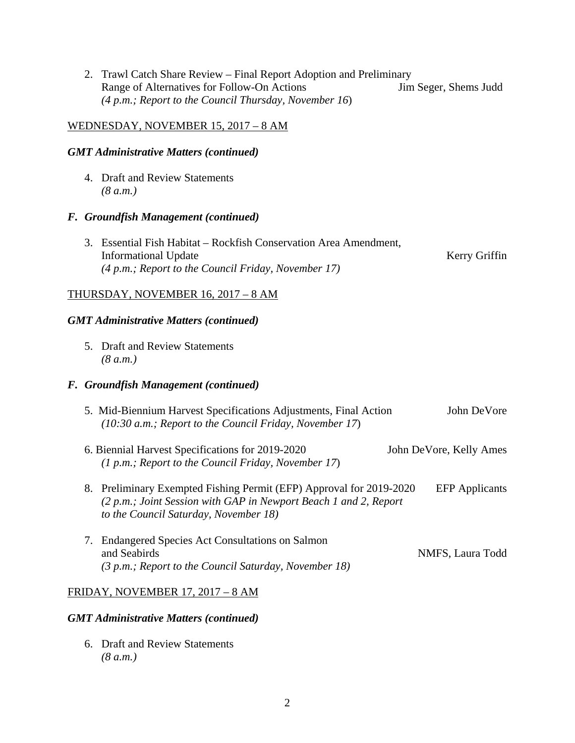2. Trawl Catch Share Review – Final Report Adoption and Preliminary Range of Alternatives for Follow-On Actions — Jim Seger, Shems Judd
   *(4 p.m.; Report to the Council Thursday, November 16)*

<u>WEDNESDAY, NOVEMBER 15, 2017 – 8 AM</u>

***GMT Administrative Matters (continued)***

4. Draft and Review Statements
   *(8 a.m.)*

***F. Groundfish Management (continued)***

3. Essential Fish Habitat – Rockfish Conservation Area Amendment, Informational Update — Kerry Griffin
   *(4 p.m.; Report to the Council Friday, November 17)*

<u>THURSDAY, NOVEMBER 16, 2017 – 8 AM</u>

***GMT Administrative Matters (continued)***

5. Draft and Review Statements
   *(8 a.m.)*

***F. Groundfish Management (continued)***

5. Mid-Biennium Harvest Specifications Adjustments, Final Action — John DeVore
   *(10:30 a.m.; Report to the Council Friday, November 17)*

6. Biennial Harvest Specifications for 2019-2020 — John DeVore, Kelly Ames
   *(1 p.m.; Report to the Council Friday, November 17)*

8. Preliminary Exempted Fishing Permit (EFP) Approval for 2019-2020 — EFP Applicants
   *(2 p.m.; Joint Session with GAP in Newport Beach 1 and 2, Report to the Council Saturday, November 18)*

7. Endangered Species Act Consultations on Salmon and Seabirds — NMFS, Laura Todd
   *(3 p.m.; Report to the Council Saturday, November 18)*

<u>FRIDAY, NOVEMBER 17, 2017 – 8 AM</u>

***GMT Administrative Matters (continued)***

6. Draft and Review Statements
   *(8 a.m.)*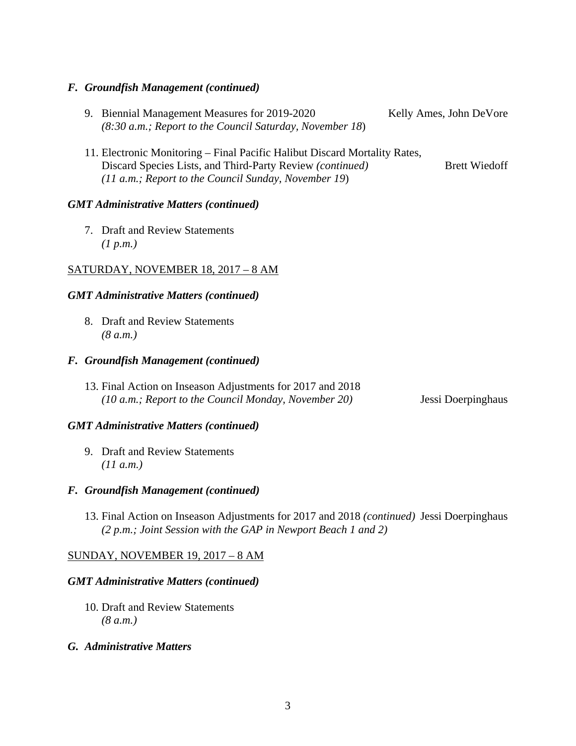***F. Groundfish Management (continued)***

9. Biennial Management Measures for 2019-2020 — Kelly Ames, John DeVore
   *(8:30 a.m.; Report to the Council Saturday, November 18*)

11. Electronic Monitoring – Final Pacific Halibut Discard Mortality Rates, Discard Species Lists, and Third-Party Review *(continued)* — Brett Wiedoff
    *(11 a.m.; Report to the Council Sunday, November 19*)

***GMT Administrative Matters (continued)***

7. Draft and Review Statements
   *(1 p.m.)*

SATURDAY, NOVEMBER 18, 2017 – 8 AM

***GMT Administrative Matters (continued)***

8. Draft and Review Statements
   *(8 a.m.)*

***F. Groundfish Management (continued)***

13. Final Action on Inseason Adjustments for 2017 and 2018
    *(10 a.m.; Report to the Council Monday, November 20)* — Jessi Doerpinghaus

***GMT Administrative Matters (continued)***

9. Draft and Review Statements
   *(11 a.m.)*

***F. Groundfish Management (continued)***

13. Final Action on Inseason Adjustments for 2017 and 2018 *(continued)* — Jessi Doerpinghaus
    *(2 p.m.; Joint Session with the GAP in Newport Beach 1 and 2)*

SUNDAY, NOVEMBER 19, 2017 – 8 AM

***GMT Administrative Matters (continued)***

10. Draft and Review Statements
    *(8 a.m.)*

***G. Administrative Matters***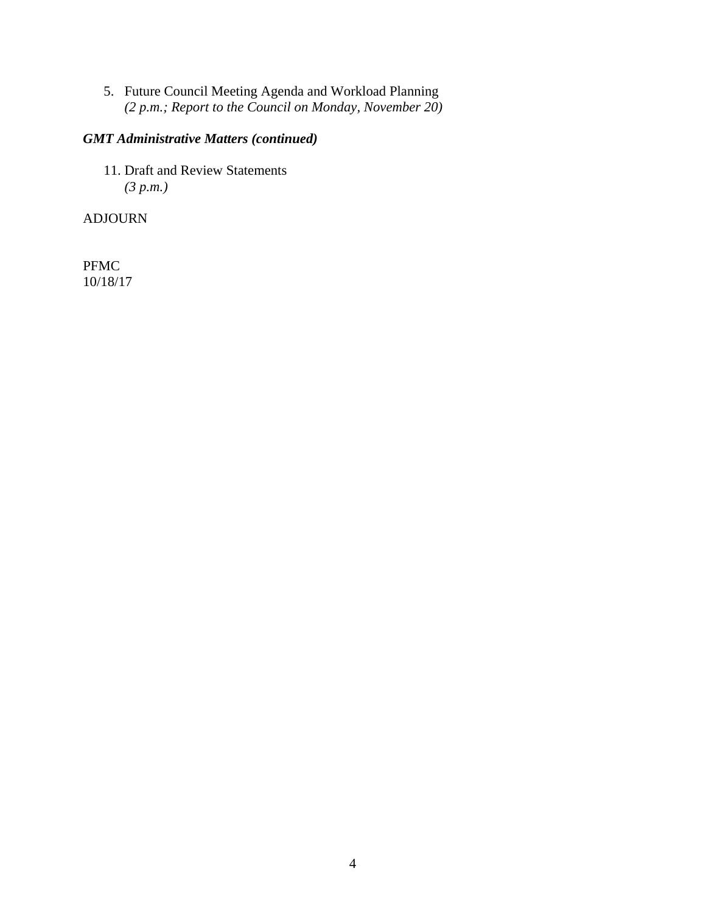5. Future Council Meeting Agenda and Workload Planning
   *(2 p.m.; Report to the Council on Monday, November 20)*

***GMT Administrative Matters (continued)***

11. Draft and Review Statements
    *(3 p.m.)*

ADJOURN

PFMC
10/18/17